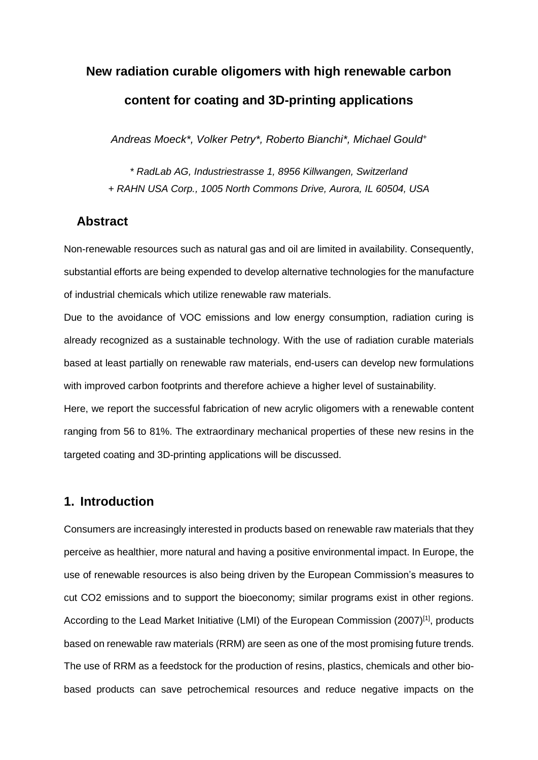# New radiation curable oligomers with high renewable carbon content for coating and 3D-printing applications

*Andreas Moeck\*, Volker Petry\*, Roberto Bianchi\*, Michael Gould+*

*\* RadLab AG, Industriestrasse 1, 8956 Killwangen, Switzerland*
*+ RAHN USA Corp., 1005 North Commons Drive, Aurora, IL 60504, USA*

## Abstract

Non-renewable resources such as natural gas and oil are limited in availability. Consequently, substantial efforts are being expended to develop alternative technologies for the manufacture of industrial chemicals which utilize renewable raw materials.

Due to the avoidance of VOC emissions and low energy consumption, radiation curing is already recognized as a sustainable technology. With the use of radiation curable materials based at least partially on renewable raw materials, end-users can develop new formulations with improved carbon footprints and therefore achieve a higher level of sustainability.

Here, we report the successful fabrication of new acrylic oligomers with a renewable content ranging from 56 to 81%. The extraordinary mechanical properties of these new resins in the targeted coating and 3D-printing applications will be discussed.

## 1. Introduction

Consumers are increasingly interested in products based on renewable raw materials that they perceive as healthier, more natural and having a positive environmental impact. In Europe, the use of renewable resources is also being driven by the European Commission's measures to cut $CO_2$ emissions and to support the bioeconomy; similar programs exist in other regions. According to the Lead Market Initiative (LMI) of the European Commission (2007)[1], products based on renewable raw materials (RRM) are seen as one of the most promising future trends. The use of RRM as a feedstock for the production of resins, plastics, chemicals and other bio-based products can save petrochemical resources and reduce negative impacts on the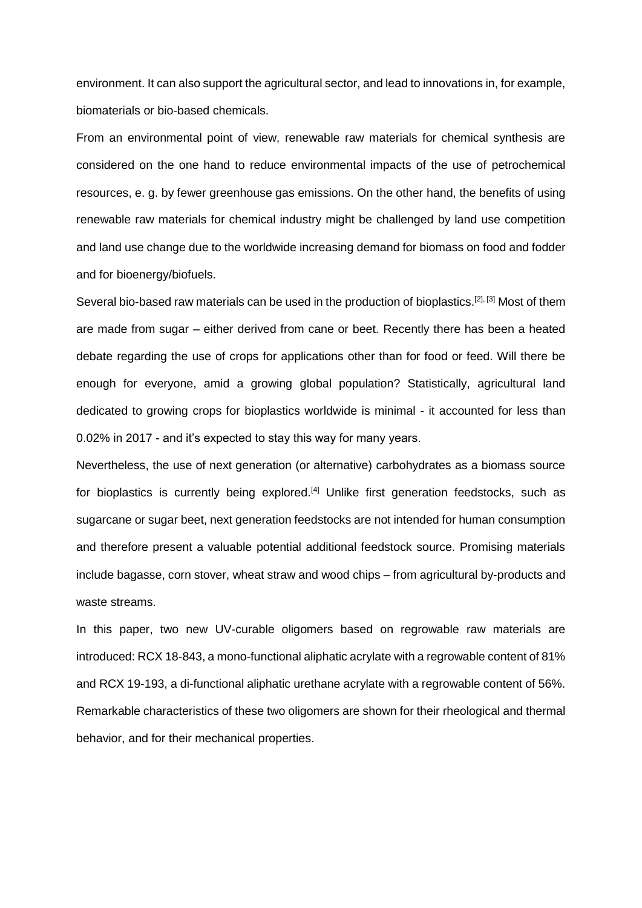environment. It can also support the agricultural sector, and lead to innovations in, for example, biomaterials or bio-based chemicals.

From an environmental point of view, renewable raw materials for chemical synthesis are considered on the one hand to reduce environmental impacts of the use of petrochemical resources, e. g. by fewer greenhouse gas emissions. On the other hand, the benefits of using renewable raw materials for chemical industry might be challenged by land use competition and land use change due to the worldwide increasing demand for biomass on food and fodder and for bioenergy/biofuels.

Several bio-based raw materials can be used in the production of bioplastics.[2], [3] Most of them are made from sugar – either derived from cane or beet. Recently there has been a heated debate regarding the use of crops for applications other than for food or feed. Will there be enough for everyone, amid a growing global population? Statistically, agricultural land dedicated to growing crops for bioplastics worldwide is minimal - it accounted for less than 0.02% in 2017 - and it's expected to stay this way for many years.

Nevertheless, the use of next generation (or alternative) carbohydrates as a biomass source for bioplastics is currently being explored.[4] Unlike first generation feedstocks, such as sugarcane or sugar beet, next generation feedstocks are not intended for human consumption and therefore present a valuable potential additional feedstock source. Promising materials include bagasse, corn stover, wheat straw and wood chips – from agricultural by-products and waste streams.

In this paper, two new UV-curable oligomers based on regrowable raw materials are introduced: RCX 18-843, a mono-functional aliphatic acrylate with a regrowable content of 81% and RCX 19-193, a di-functional aliphatic urethane acrylate with a regrowable content of 56%. Remarkable characteristics of these two oligomers are shown for their rheological and thermal behavior, and for their mechanical properties.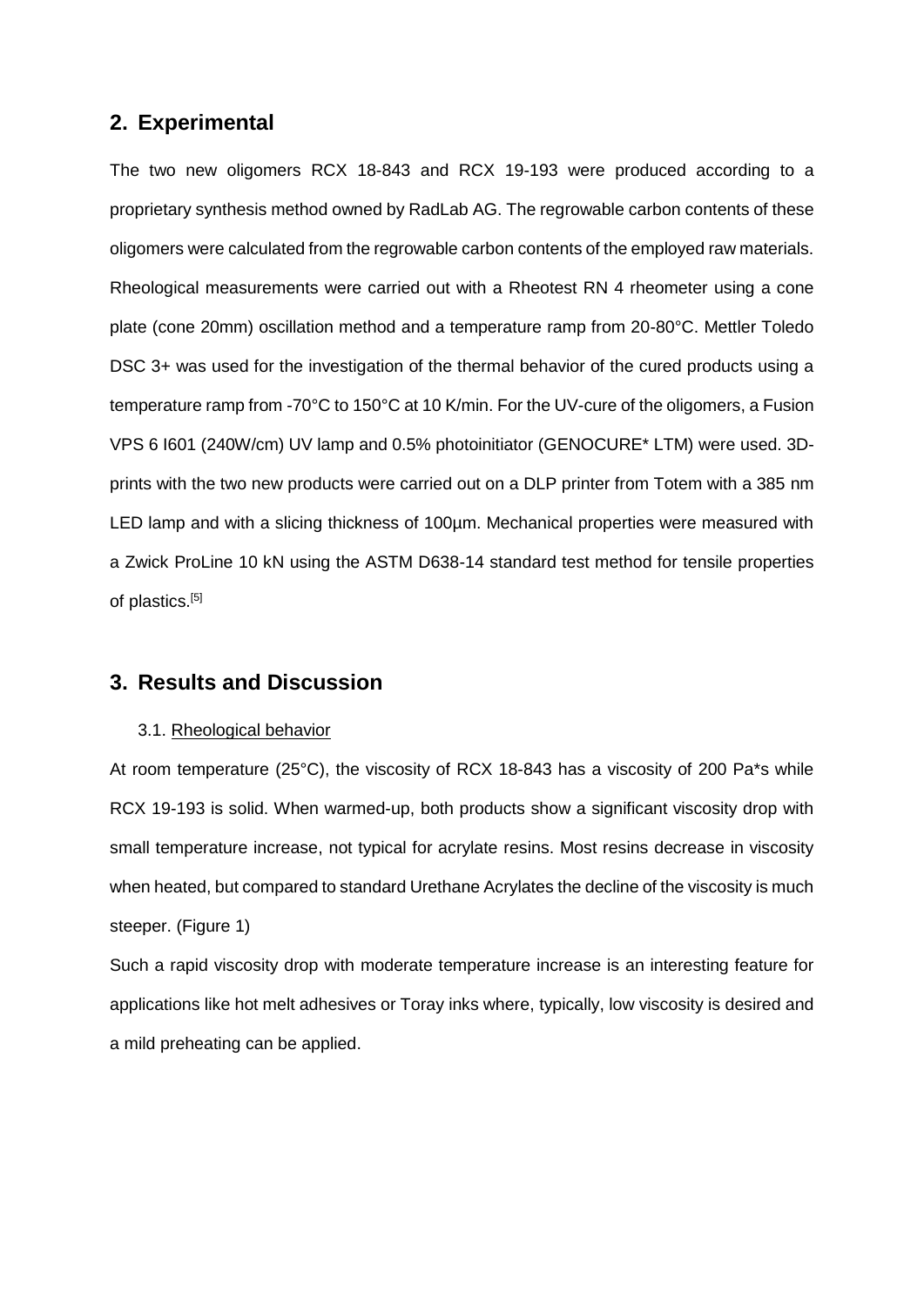## 2. Experimental

The two new oligomers RCX 18-843 and RCX 19-193 were produced according to a proprietary synthesis method owned by RadLab AG. The regrowable carbon contents of these oligomers were calculated from the regrowable carbon contents of the employed raw materials. Rheological measurements were carried out with a Rheotest RN 4 rheometer using a cone plate (cone 20mm) oscillation method and a temperature ramp from 20-80°C. Mettler Toledo DSC 3+ was used for the investigation of the thermal behavior of the cured products using a temperature ramp from -70°C to 150°C at 10 K/min. For the UV-cure of the oligomers, a Fusion VPS 6 I601 (240W/cm) UV lamp and 0.5% photoinitiator (GENOCURE* LTM) were used. 3D-prints with the two new products were carried out on a DLP printer from Totem with a 385 nm LED lamp and with a slicing thickness of 100µm. Mechanical properties were measured with a Zwick ProLine 10 kN using the ASTM D638-14 standard test method for tensile properties of plastics.[5]

## 3. Results and Discussion

### 3.1. Rheological behavior

At room temperature (25°C), the viscosity of RCX 18-843 has a viscosity of 200 Pa*s while RCX 19-193 is solid. When warmed-up, both products show a significant viscosity drop with small temperature increase, not typical for acrylate resins. Most resins decrease in viscosity when heated, but compared to standard Urethane Acrylates the decline of the viscosity is much steeper. (Figure 1)

Such a rapid viscosity drop with moderate temperature increase is an interesting feature for applications like hot melt adhesives or Toray inks where, typically, low viscosity is desired and a mild preheating can be applied.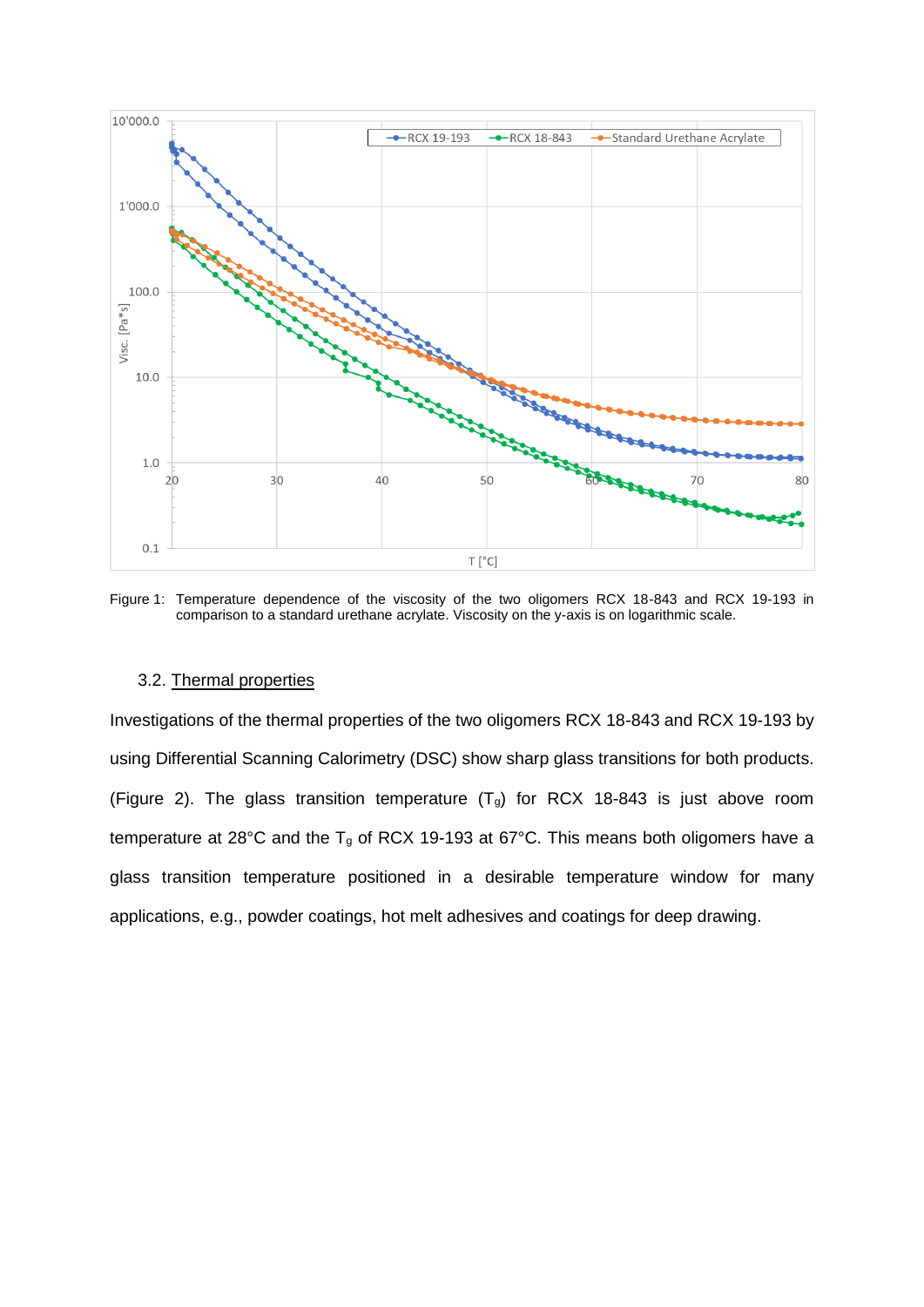Figure 1: Temperature dependence of the viscosity of the two oligomers RCX 18-843 and RCX 19-193 in comparison to a standard urethane acrylate. Viscosity on the y-axis is on logarithmic scale.

### 3.2. Thermal properties

Investigations of the thermal properties of the two oligomers RCX 18-843 and RCX 19-193 by using Differential Scanning Calorimetry (DSC) show sharp glass transitions for both products. (Figure 2). The glass transition temperature ($T_g$) for RCX 18-843 is just above room temperature at 28°C and the $T_g$ of RCX 19-193 at 67°C. This means both oligomers have a glass transition temperature positioned in a desirable temperature window for many applications, e.g., powder coatings, hot melt adhesives and coatings for deep drawing.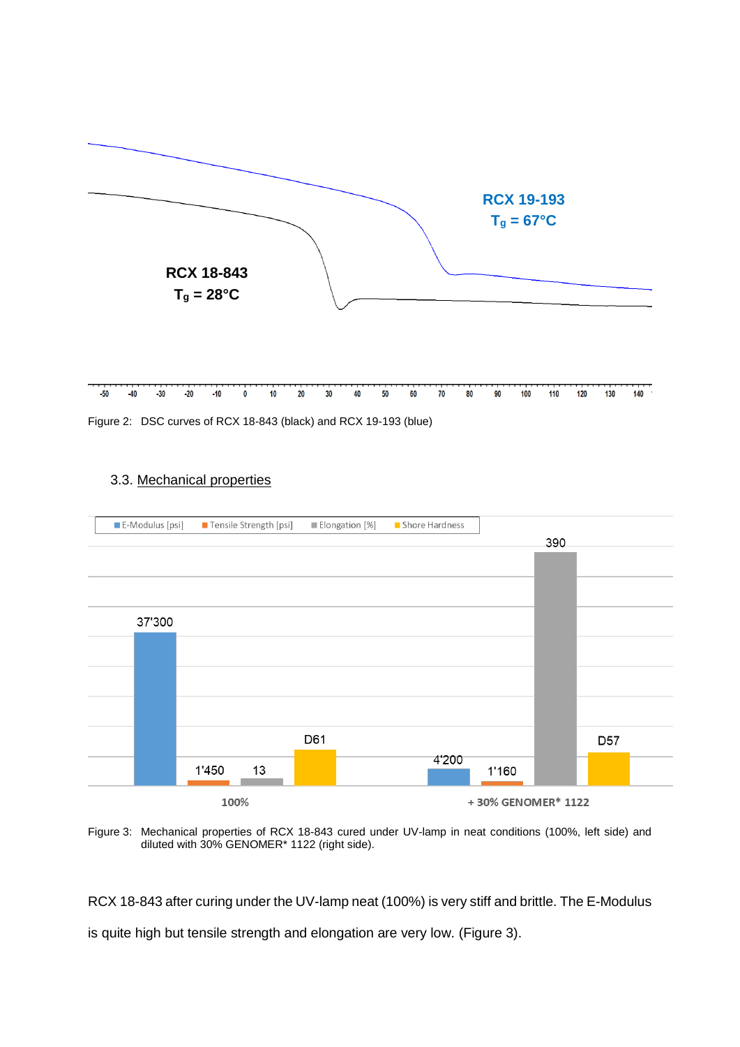Figure 2: DSC curves of RCX 18-843 (black) and RCX 19-193 (blue)

## 3.3. Mechanical properties

Figure 3: Mechanical properties of RCX 18-843 cured under UV-lamp in neat conditions (100%, left side) and diluted with 30% GENOMER* 1122 (right side).

RCX 18-843 after curing under the UV-lamp neat (100%) is very stiff and brittle. The E-Modulus is quite high but tensile strength and elongation are very low. (Figure 3).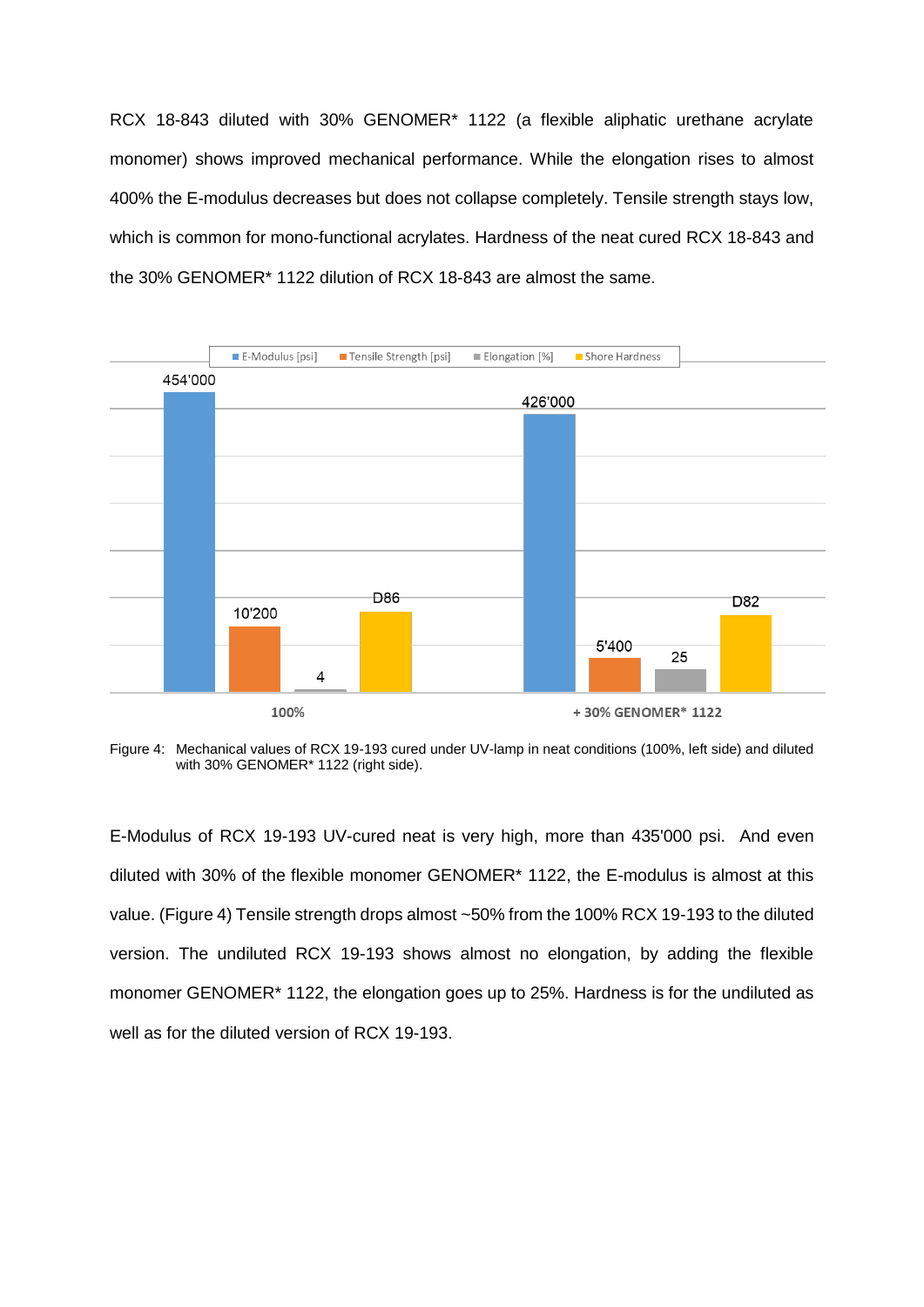RCX 18-843 diluted with 30% GENOMER* 1122 (a flexible aliphatic urethane acrylate monomer) shows improved mechanical performance. While the elongation rises to almost 400% the E-modulus decreases but does not collapse completely. Tensile strength stays low, which is common for mono-functional acrylates. Hardness of the neat cured RCX 18-843 and the 30% GENOMER* 1122 dilution of RCX 18-843 are almost the same.

| | E-Modulus [psi] | Tensile Strength [psi] | Elongation [%] | Shore Hardness |
|---|---|---|---|---|
| 100% | 454'000 | 10'200 | 4 | D86 |
| + 30% GENOMER* 1122 | 426'000 | 5'400 | 25 | D82 |

Figure 4: Mechanical values of RCX 19-193 cured under UV-lamp in neat conditions (100%, left side) and diluted with 30% GENOMER* 1122 (right side).

E-Modulus of RCX 19-193 UV-cured neat is very high, more than 435'000 psi. And even diluted with 30% of the flexible monomer GENOMER* 1122, the E-modulus is almost at this value. (Figure 4) Tensile strength drops almost ~50% from the 100% RCX 19-193 to the diluted version. The undiluted RCX 19-193 shows almost no elongation, by adding the flexible monomer GENOMER* 1122, the elongation goes up to 25%. Hardness is for the undiluted as well as for the diluted version of RCX 19-193.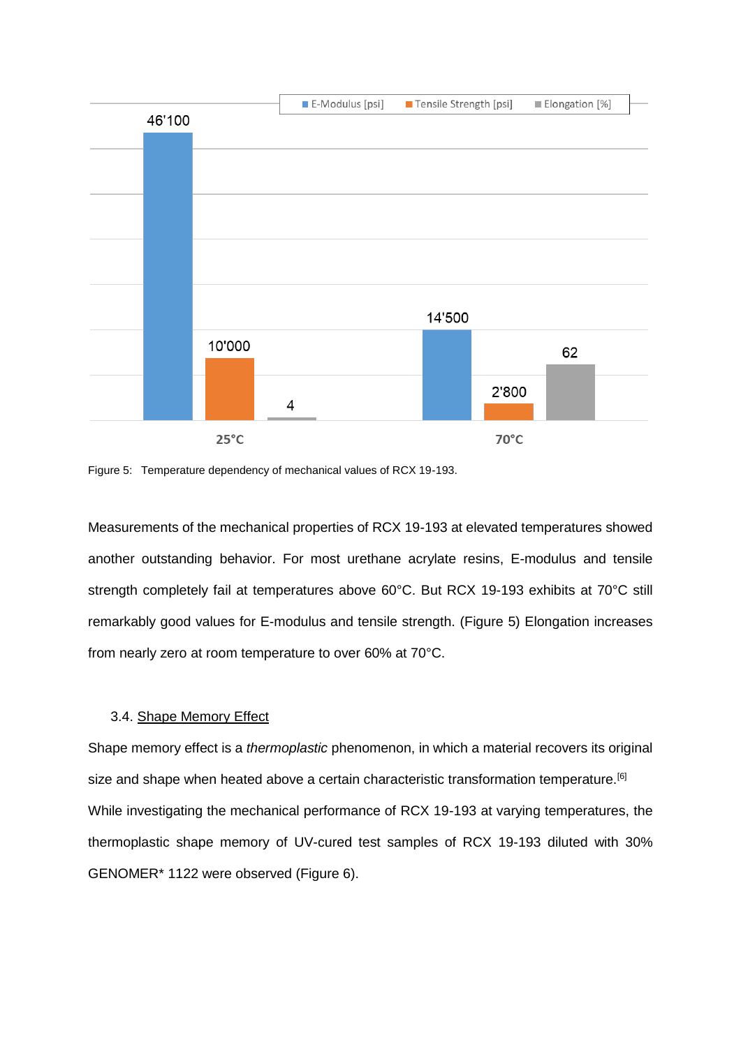Figure 5: Temperature dependency of mechanical values of RCX 19-193.

Measurements of the mechanical properties of RCX 19-193 at elevated temperatures showed another outstanding behavior. For most urethane acrylate resins, E-modulus and tensile strength completely fail at temperatures above 60°C. But RCX 19-193 exhibits at 70°C still remarkably good values for E-modulus and tensile strength. (Figure 5) Elongation increases from nearly zero at room temperature to over 60% at 70°C.

### 3.4. Shape Memory Effect

Shape memory effect is a *thermoplastic* phenomenon, in which a material recovers its original size and shape when heated above a certain characteristic transformation temperature.[6]
While investigating the mechanical performance of RCX 19-193 at varying temperatures, the thermoplastic shape memory of UV-cured test samples of RCX 19-193 diluted with 30% GENOMER* 1122 were observed (Figure 6).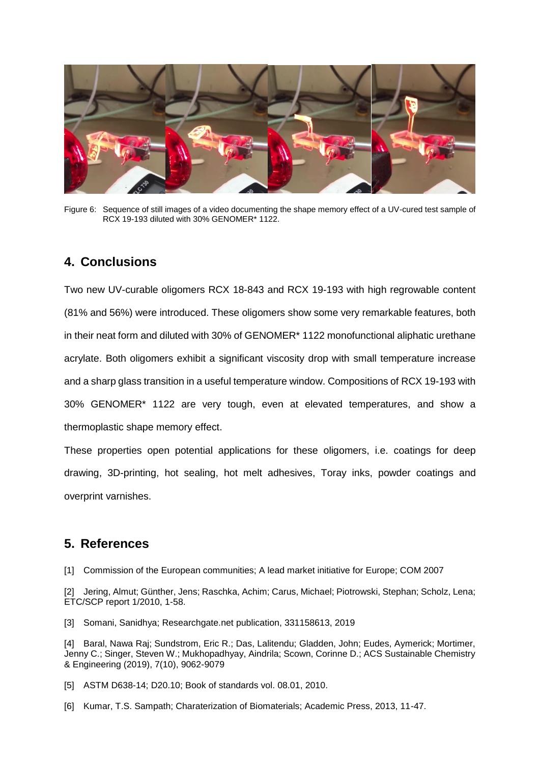Figure 6: Sequence of still images of a video documenting the shape memory effect of a UV-cured test sample of RCX 19-193 diluted with 30% GENOMER* 1122.

## 4. Conclusions

Two new UV-curable oligomers RCX 18-843 and RCX 19-193 with high regrowable content (81% and 56%) were introduced. These oligomers show some very remarkable features, both in their neat form and diluted with 30% of GENOMER* 1122 monofunctional aliphatic urethane acrylate. Both oligomers exhibit a significant viscosity drop with small temperature increase and a sharp glass transition in a useful temperature window. Compositions of RCX 19-193 with 30% GENOMER* 1122 are very tough, even at elevated temperatures, and show a thermoplastic shape memory effect.

These properties open potential applications for these oligomers, i.e. coatings for deep drawing, 3D-printing, hot sealing, hot melt adhesives, Toray inks, powder coatings and overprint varnishes.

## 5. References

[1] Commission of the European communities; A lead market initiative for Europe; COM 2007

[2] Jering, Almut; Günther, Jens; Raschka, Achim; Carus, Michael; Piotrowski, Stephan; Scholz, Lena; ETC/SCP report 1/2010, 1-58.

[3] Somani, Sanidhya; Researchgate.net publication, 331158613, 2019

[4] Baral, Nawa Raj; Sundstrom, Eric R.; Das, Lalitendu; Gladden, John; Eudes, Aymerick; Mortimer, Jenny C.; Singer, Steven W.; Mukhopadhyay, Aindrila; Scown, Corinne D.; ACS Sustainable Chemistry & Engineering (2019), 7(10), 9062-9079

[5] ASTM D638-14; D20.10; Book of standards vol. 08.01, 2010.

[6] Kumar, T.S. Sampath; Charaterization of Biomaterials; Academic Press, 2013, 11-47.